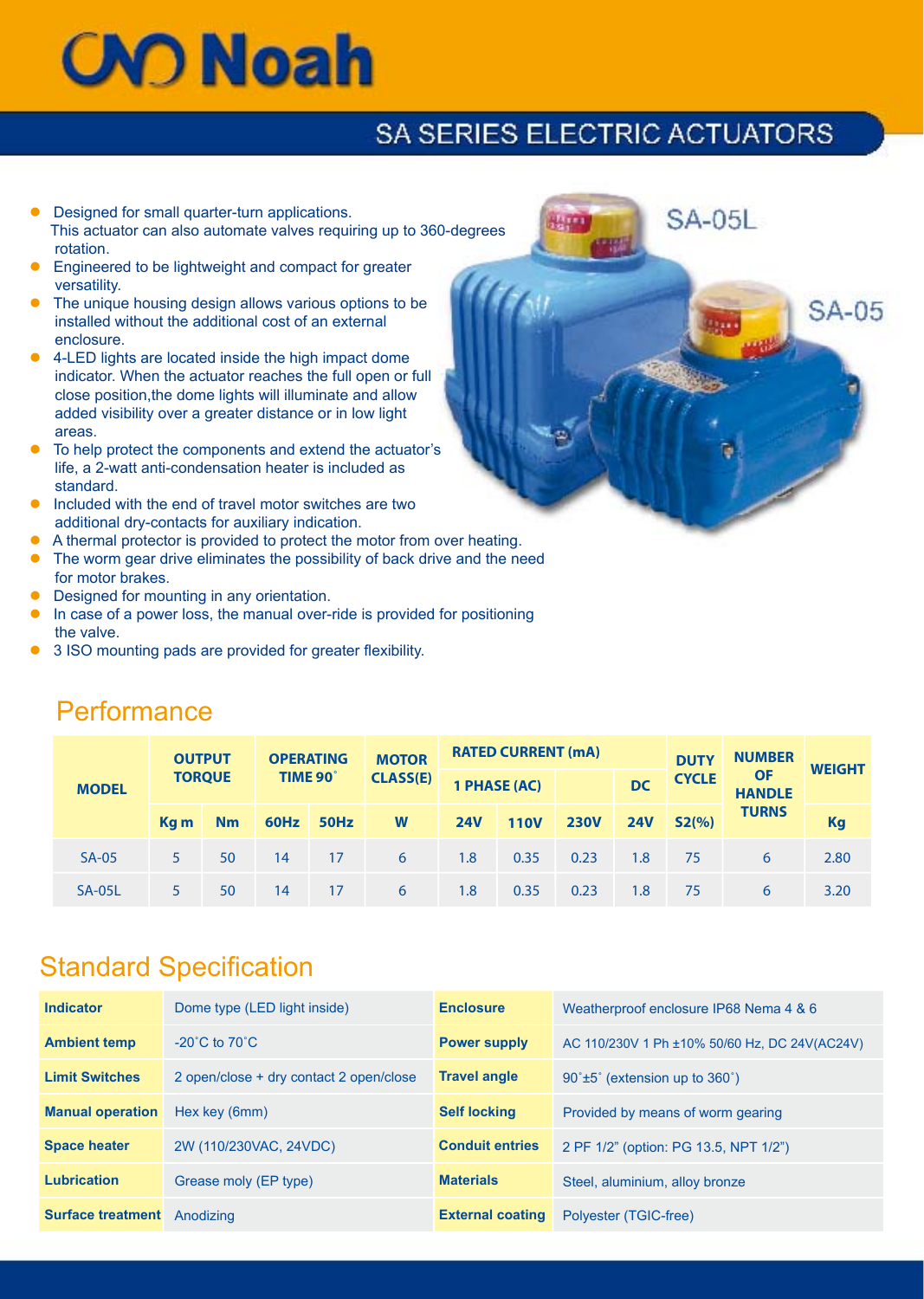# Noah

## SA SERIES ELECTRIC ACTUATORS

- Designed for small quarter-turn applications. This actuator can also automate valves requiring up to 360-degrees rotation.
- Engineered to be lightweight and compact for greater versatility.
- The unique housing design allows various options to be installed without the additional cost of an external enclosure.
- 4-LED lights are located inside the high impact dome indicator. When the actuator reaches the full open or full close position,the dome lights will illuminate and allow added visibility over a greater distance or in low light areas.
- To help protect the components and extend the actuator's life, a 2-watt anti-condensation heater is included as standard.
- Included with the end of travel motor switches are two additional dry-contacts for auxiliary indication.
- A thermal protector is provided to protect the motor from over heating.
- The worm gear drive eliminates the possibility of back drive and the need for motor brakes.
- Designed for mounting in any orientation.
- In case of a power loss, the manual over-ride is provided for positioning the valve.
- 3 ISO mounting pads are provided for greater flexibility.

SA-05L

SA-05

## Performance

| MODEL | OUTPUT TORQUE | | OPERATING TIME 90˚ | | MOTOR CLASS(E) | RATED CURRENT (mA) | | | | DUTY CYCLE | NUMBER OF HANDLE TURNS | WEIGHT |
|---|---|---|---|---|---|---|---|---|---|---|---|---|
| | | | | | | 1 PHASE (AC) | | | DC | | | |
| | Kg m | Nm | 60Hz | 50Hz | W | 24V | 110V | 230V | 24V | S2(%) | | Kg |
| SA-05 | 5 | 50 | 14 | 17 | 6 | 1.8 | 0.35 | 0.23 | 1.8 | 75 | 6 | 2.80 |
| SA-05L | 5 | 50 | 14 | 17 | 6 | 1.8 | 0.35 | 0.23 | 1.8 | 75 | 6 | 3.20 |

## Standard Specification

| | | | |
|---|---|---|---|
| **Indicator** | Dome type (LED light inside) | **Enclosure** | Weatherproof enclosure IP68 Nema 4 & 6 |
| **Ambient temp** | -20˚C to 70˚C | **Power supply** | AC 110/230V 1 Ph ±10% 50/60 Hz, DC 24V(AC24V) |
| **Limit Switches** | 2 open/close + dry contact 2 open/close | **Travel angle** | 90˚±5˚ (extension up to 360˚) |
| **Manual operation** | Hex key (6mm) | **Self locking** | Provided by means of worm gearing |
| **Space heater** | 2W (110/230VAC, 24VDC) | **Conduit entries** | 2 PF 1/2" (option: PG 13.5, NPT 1/2") |
| **Lubrication** | Grease moly (EP type) | **Materials** | Steel, aluminium, alloy bronze |
| **Surface treatment** | Anodizing | **External coating** | Polyester (TGIC-free) |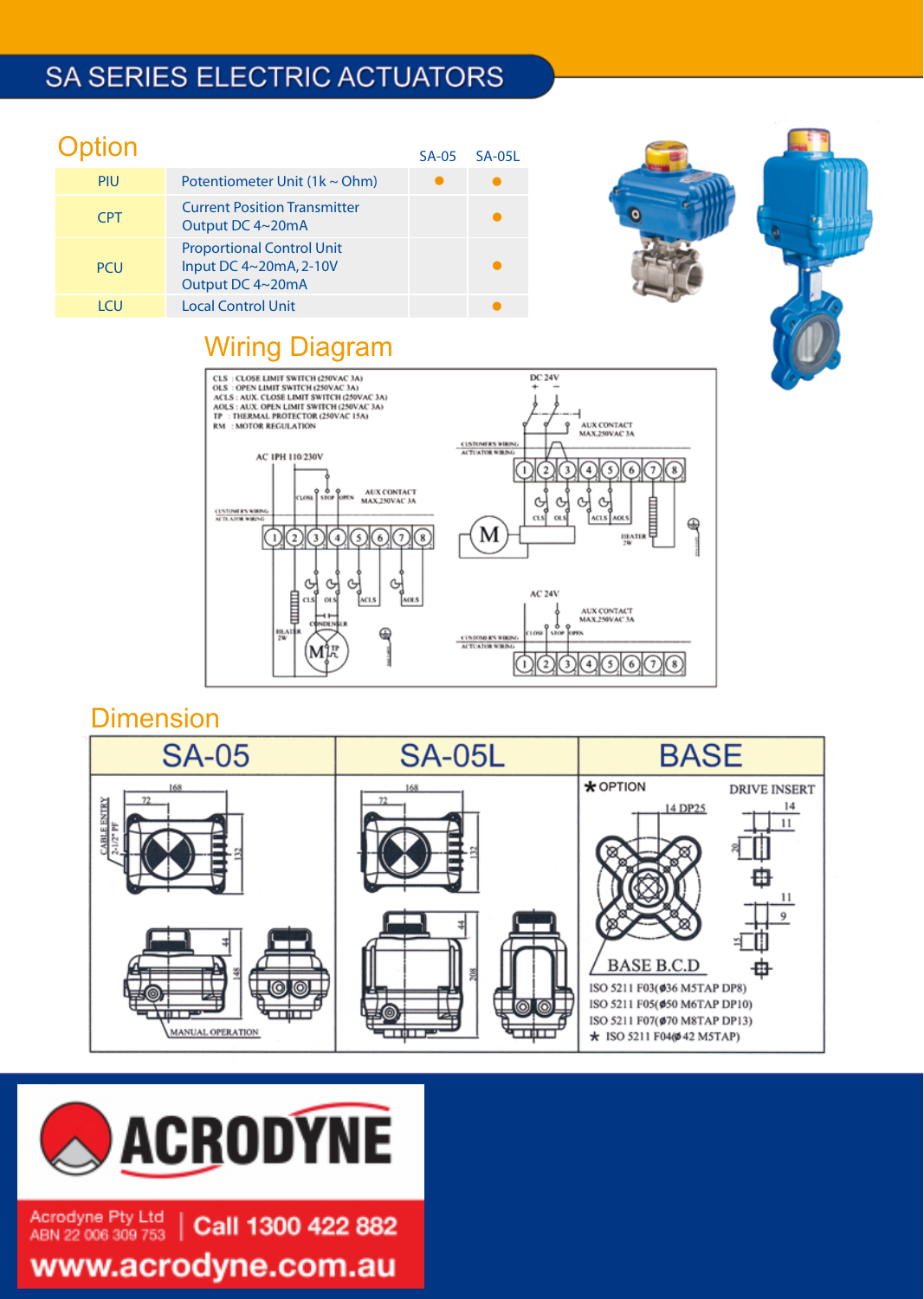# SA SERIES ELECTRIC ACTUATORS

## Option

| | | SA-05 | SA-05L |
|---|---|---|---|
| PIU | Potentiometer Unit (1k ~ Ohm) | ● | ● |
| CPT | Current Position Transmitter<br>Output DC 4~20mA | | ● |
| PCU | Proportional Control Unit<br>Input DC 4~20mA, 2-10V<br>Output DC 4~20mA | | ● |
| LCU | Local Control Unit | | ● |

## Wiring Diagram

CLS : CLOSE LIMIT SWITCH (250VAC 3A)
OLS : OPEN LIMIT SWITCH (250VAC 3A)
ACLS : AUX. CLOSE LIMIT SWITCH (250VAC 3A)
AOLS : AUX. OPEN LIMIT SWITCH (250VAC 3A)
TP : THERMAL PROTECTOR (250VAC 15A)
RM : MOTOR REGULATION

AC 1PH 110/230V
CLOSE STOP OPEN
AUX CONTACT MAX.250VAC 3A
CUSTOMER'S WIRING
ACTUATOR WIRING
1 2 3 4 5 6 7 8
CLS OLS ACLS AOLS
HEATER 2W
CONDENSER
M TP

DC 24V
AUX CONTACT MAX.250VAC 3A
CUSTOMER'S WIRING
ACTUATOR WIRING
1 2 3 4 5 6 7 8
M
CLS OLS ACLS AOLS
HEATER 2W

AC 24V
AUX CONTACT MAX.250VAC 3A
CLOSE STOP OPEN
CUSTOMER'S WIRING
ACTUATOR WIRING
1 2 3 4 5 6 7 8

## Dimension

| SA-05 | SA-05L | BASE |
|---|---|---|
| | | |

SA-05: 168, 72, 132, CABLE ENTRY 2-1/2" PF, 44, 148, MANUAL OPERATION

SA-05L: 168, 72, 132, 44, 208

BASE:
★ OPTION
DRIVE INSERT
14 DP25
14, 11, 20
11, 9, 15
BASE B.C.D
ISO 5211 F03(ø36 M5TAP DP8)
ISO 5211 F05(ø50 M6TAP DP10)
ISO 5211 F07(ø70 M8TAP DP13)
★ ISO 5211 F04(ø42 M5TAP)

ACRODYNE

Acrodyne Pty Ltd
ABN 22 006 309 753
Call 1300 422 882
www.acrodyne.com.au